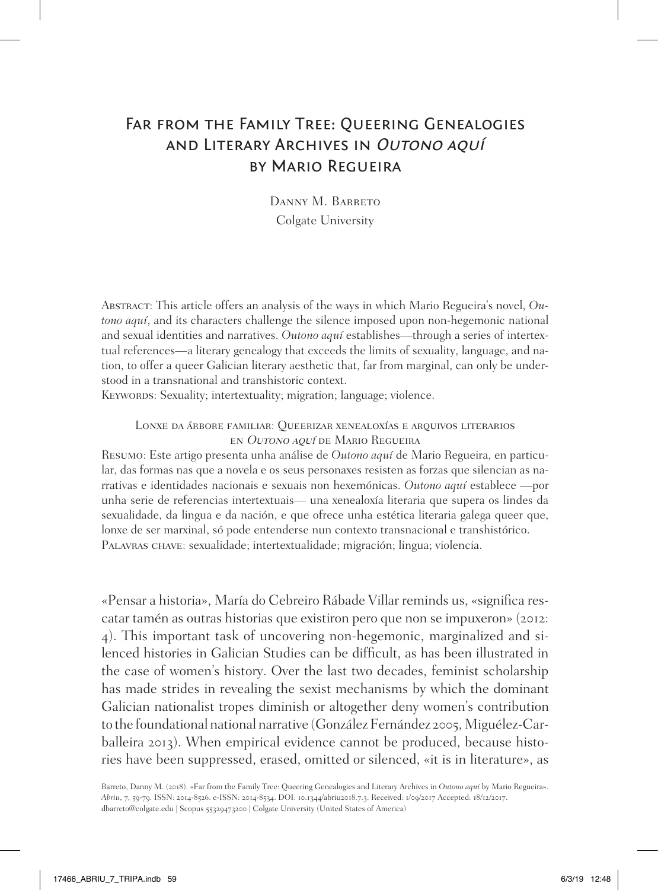# Far from the Family Tree: Queering Genealogies and Literary Archives in *Outono aquí* by Mario Regueira

Danny M. Barreto
Colgate University

Abstract: This article offers an analysis of the ways in which Mario Regueira's novel, *Outono aquí*, and its characters challenge the silence imposed upon non-hegemonic national and sexual identities and narratives. *Outono aquí* establishes—through a series of intertextual references—a literary genealogy that exceeds the limits of sexuality, language, and nation, to offer a queer Galician literary aesthetic that, far from marginal, can only be understood in a transnational and transhistoric context.

Keywords: Sexuality; intertextuality; migration; language; violence.

## Lonxe da árbore familiar: Queerizar xenealoxías e arquivos literarios en *Outono aquí* de Mario Regueira

Resumo: Este artigo presenta unha análise de *Outono aquí* de Mario Regueira, en particular, das formas nas que a novela e os seus personaxes resisten as forzas que silencian as narrativas e identidades nacionais e sexuais non hexemónicas. *Outono aquí* establece —por unha serie de referencias intertextuais— una xenealoxía literaria que supera os lindes da sexualidade, da lingua e da nación, e que ofrece unha estética literaria galega queer que, lonxe de ser marxinal, só pode entenderse nun contexto transnacional e transhistórico.

Palavras chave: sexualidade; intertextualidade; migración; lingua; violencia.

«Pensar a historia», María do Cebreiro Rábade Villar reminds us, «significa rescatar tamén as outras historias que existiron pero que non se impuxeron» (2012: 4). This important task of uncovering non-hegemonic, marginalized and silenced histories in Galician Studies can be difficult, as has been illustrated in the case of women's history. Over the last two decades, feminist scholarship has made strides in revealing the sexist mechanisms by which the dominant Galician nationalist tropes diminish or altogether deny women's contribution to the foundational national narrative (González Fernández 2005, Miguélez-Carballeira 2013). When empirical evidence cannot be produced, because histories have been suppressed, erased, omitted or silenced, «it is in literature», as

Barreto, Danny M. (2018). «Far from the Family Tree: Queering Genealogies and Literary Archives in *Outono aquí* by Mario Regueira». *Abriu*, 7, 59-79. ISSN: 2014-8526. e-ISSN: 2014-8534. DOI: 10.1344/abriu2018.7.3. Received: 1/09/2017 Accepted: 18/12/2017.
dbarreto@colgate.edu | Scopus 55329473200 | Colgate University (United States of America)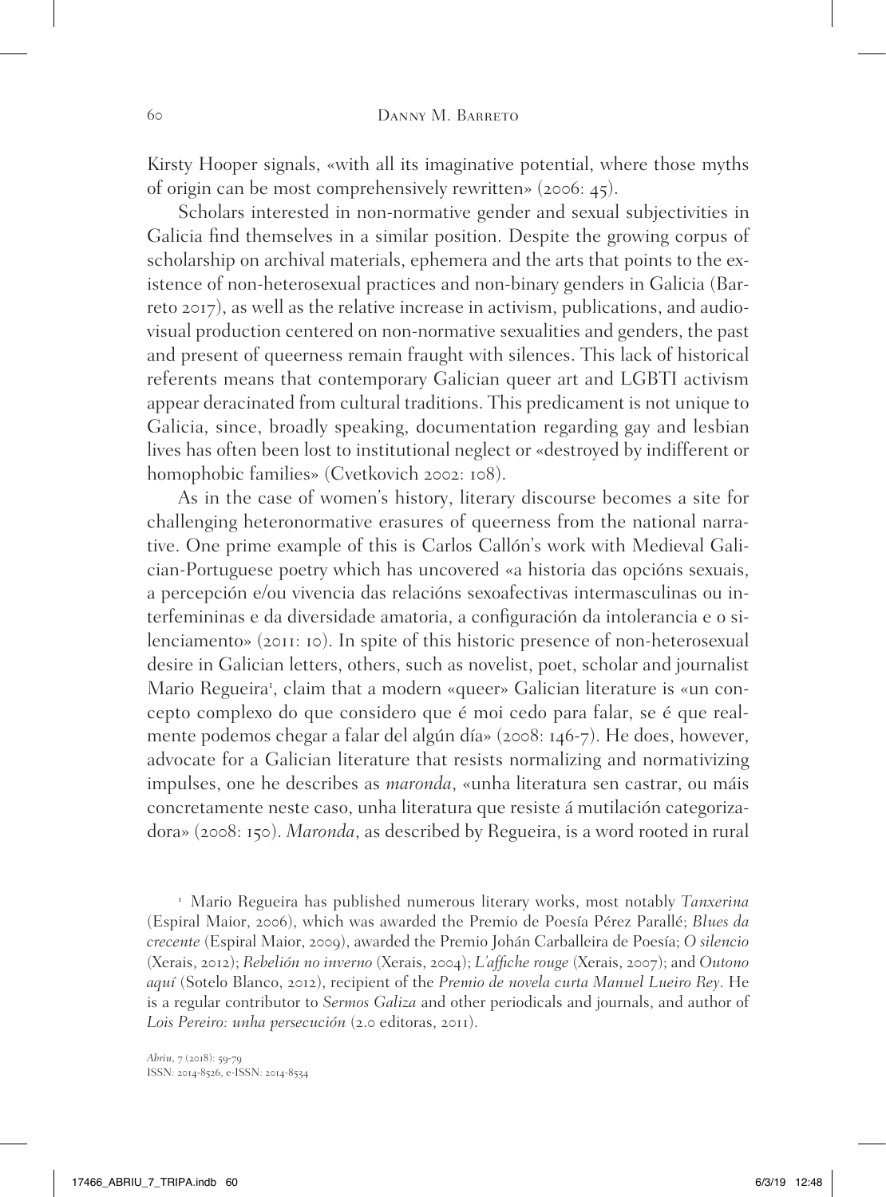Kirsty Hooper signals, «with all its imaginative potential, where those myths of origin can be most comprehensively rewritten» (2006: 45).

Scholars interested in non-normative gender and sexual subjectivities in Galicia find themselves in a similar position. Despite the growing corpus of scholarship on archival materials, ephemera and the arts that points to the existence of non-heterosexual practices and non-binary genders in Galicia (Barreto 2017), as well as the relative increase in activism, publications, and audiovisual production centered on non-normative sexualities and genders, the past and present of queerness remain fraught with silences. This lack of historical referents means that contemporary Galician queer art and LGBTI activism appear deracinated from cultural traditions. This predicament is not unique to Galicia, since, broadly speaking, documentation regarding gay and lesbian lives has often been lost to institutional neglect or «destroyed by indifferent or homophobic families» (Cvetkovich 2002: 108).

As in the case of women's history, literary discourse becomes a site for challenging heteronormative erasures of queerness from the national narrative. One prime example of this is Carlos Callón's work with Medieval Galician-Portuguese poetry which has uncovered «a historia das opcións sexuais, a percepción e/ou vivencia das relacións sexoafectivas intermasculinas ou interfemininas e da diversidade amatoria, a configuración da intolerancia e o silenciamento» (2011: 10). In spite of this historic presence of non-heterosexual desire in Galician letters, others, such as novelist, poet, scholar and journalist Mario Regueira[1], claim that a modern «queer» Galician literature is «un concepto complexo do que considero que é moi cedo para falar, se é que realmente podemos chegar a falar del algún día» (2008: 146-7). He does, however, advocate for a Galician literature that resists normalizing and normativizing impulses, one he describes as *maronda*, «unha literatura sen castrar, ou máis concretamente neste caso, unha literatura que resiste á mutilación categorizadora» (2008: 150). *Maronda*, as described by Regueira, is a word rooted in rural

[1] Mario Regueira has published numerous literary works, most notably *Tanxerina* (Espiral Maior, 2006), which was awarded the Premio de Poesía Pérez Parallé; *Blues da crecente* (Espiral Maior, 2009), awarded the Premio Johán Carballeira de Poesía; *O silencio* (Xerais, 2012); *Rebelión no inverno* (Xerais, 2004); *L'affiche rouge* (Xerais, 2007); and *Outono aquí* (Sotelo Blanco, 2012), recipient of the *Premio de novela curta Manuel Lueiro Rey*. He is a regular contributor to *Sermos Galiza* and other periodicals and journals, and author of *Lois Pereiro: unha persecución* (2.0 editoras, 2011).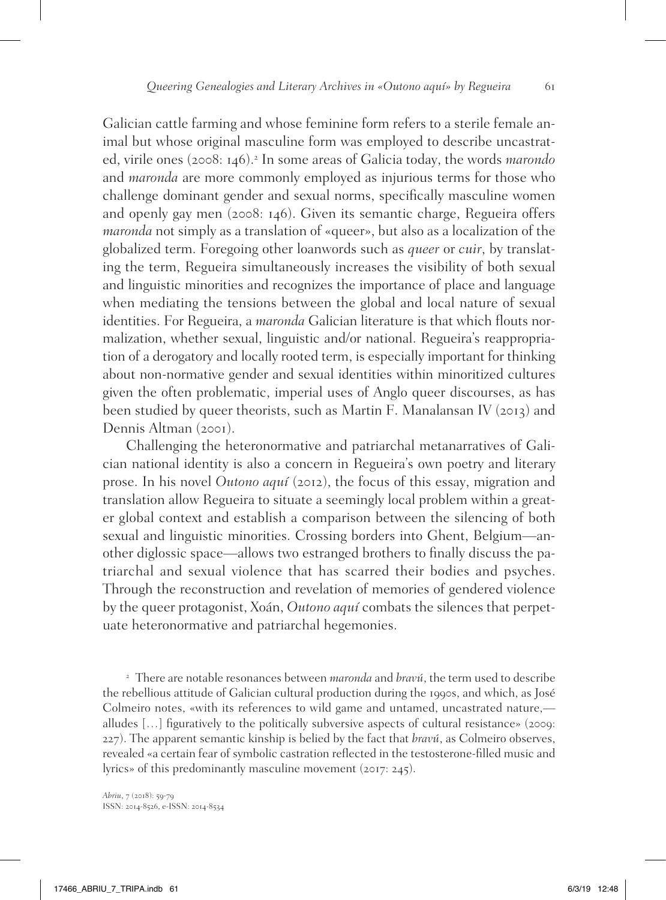Galician cattle farming and whose feminine form refers to a sterile female animal but whose original masculine form was employed to describe uncastrated, virile ones (2008: 146).[2] In some areas of Galicia today, the words *marondo* and *maronda* are more commonly employed as injurious terms for those who challenge dominant gender and sexual norms, specifically masculine women and openly gay men (2008: 146). Given its semantic charge, Regueira offers *maronda* not simply as a translation of «queer», but also as a localization of the globalized term. Foregoing other loanwords such as *queer* or *cuir*, by translating the term, Regueira simultaneously increases the visibility of both sexual and linguistic minorities and recognizes the importance of place and language when mediating the tensions between the global and local nature of sexual identities. For Regueira, a *maronda* Galician literature is that which flouts normalization, whether sexual, linguistic and/or national. Regueira's reappropriation of a derogatory and locally rooted term, is especially important for thinking about non-normative gender and sexual identities within minoritized cultures given the often problematic, imperial uses of Anglo queer discourses, as has been studied by queer theorists, such as Martin F. Manalansan IV (2013) and Dennis Altman (2001).

Challenging the heteronormative and patriarchal metanarratives of Galician national identity is also a concern in Regueira's own poetry and literary prose. In his novel *Outono aquí* (2012), the focus of this essay, migration and translation allow Regueira to situate a seemingly local problem within a greater global context and establish a comparison between the silencing of both sexual and linguistic minorities. Crossing borders into Ghent, Belgium—another diglossic space—allows two estranged brothers to finally discuss the patriarchal and sexual violence that has scarred their bodies and psyches. Through the reconstruction and revelation of memories of gendered violence by the queer protagonist, Xoán, *Outono aquí* combats the silences that perpetuate heteronormative and patriarchal hegemonies.

[2] There are notable resonances between *maronda* and *bravú*, the term used to describe the rebellious attitude of Galician cultural production during the 1990s, and which, as José Colmeiro notes, «with its references to wild game and untamed, uncastrated nature,—alludes […] figuratively to the politically subversive aspects of cultural resistance» (2009: 227). The apparent semantic kinship is belied by the fact that *bravú*, as Colmeiro observes, revealed «a certain fear of symbolic castration reflected in the testosterone-filled music and lyrics» of this predominantly masculine movement (2017: 245).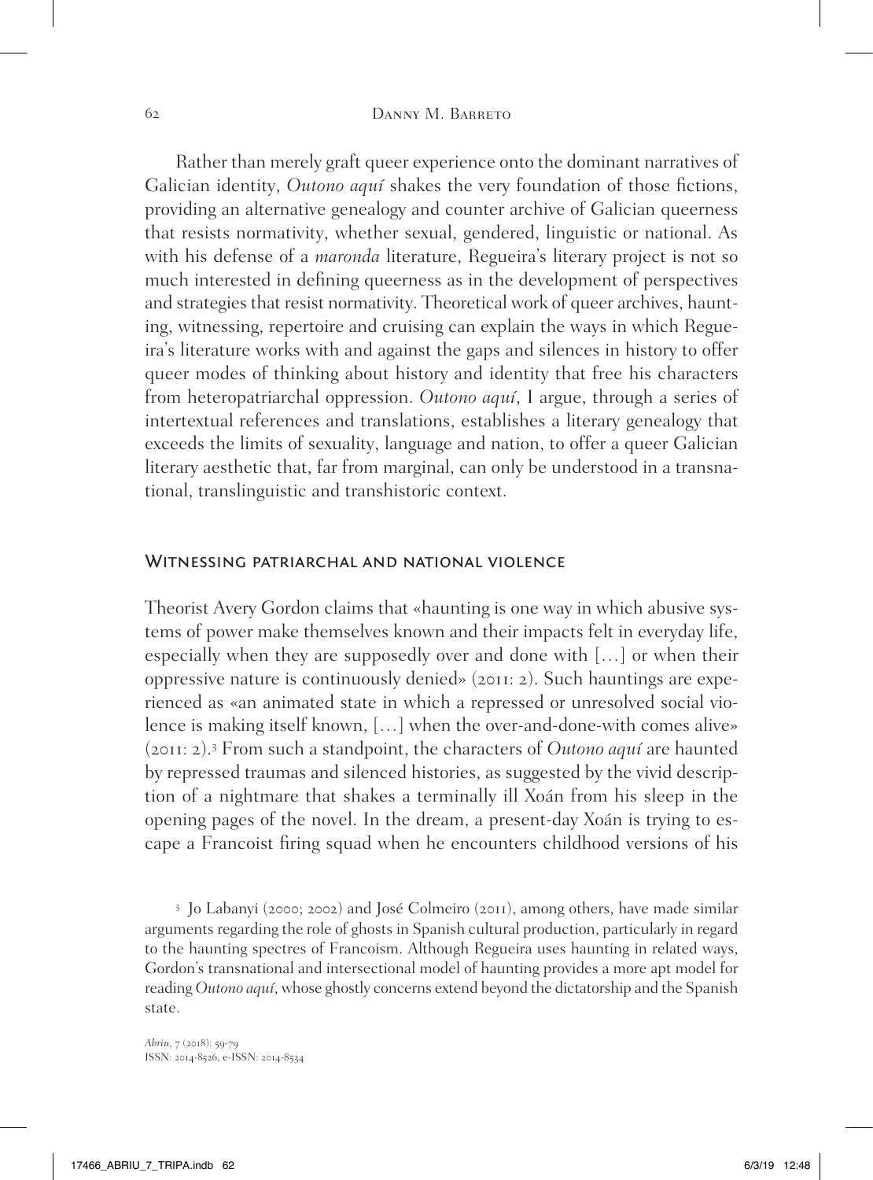Rather than merely graft queer experience onto the dominant narratives of Galician identity, *Outono aquí* shakes the very foundation of those fictions, providing an alternative genealogy and counter archive of Galician queerness that resists normativity, whether sexual, gendered, linguistic or national. As with his defense of a *maronda* literature, Regueira's literary project is not so much interested in defining queerness as in the development of perspectives and strategies that resist normativity. Theoretical work of queer archives, haunting, witnessing, repertoire and cruising can explain the ways in which Regueira's literature works with and against the gaps and silences in history to offer queer modes of thinking about history and identity that free his characters from heteropatriarchal oppression. *Outono aquí*, I argue, through a series of intertextual references and translations, establishes a literary genealogy that exceeds the limits of sexuality, language and nation, to offer a queer Galician literary aesthetic that, far from marginal, can only be understood in a transnational, translinguistic and transhistoric context.

## Witnessing patriarchal and national violence

Theorist Avery Gordon claims that «haunting is one way in which abusive systems of power make themselves known and their impacts felt in everyday life, especially when they are supposedly over and done with [...] or when their oppressive nature is continuously denied» (2011: 2). Such hauntings are experienced as «an animated state in which a repressed or unresolved social violence is making itself known, [...] when the over-and-done-with comes alive» (2011: 2).[3] From such a standpoint, the characters of *Outono aquí* are haunted by repressed traumas and silenced histories, as suggested by the vivid description of a nightmare that shakes a terminally ill Xoán from his sleep in the opening pages of the novel. In the dream, a present-day Xoán is trying to escape a Francoist firing squad when he encounters childhood versions of his

[3] Jo Labanyi (2000; 2002) and José Colmeiro (2011), among others, have made similar arguments regarding the role of ghosts in Spanish cultural production, particularly in regard to the haunting spectres of Francoism. Although Regueira uses haunting in related ways, Gordon's transnational and intersectional model of haunting provides a more apt model for reading *Outono aquí*, whose ghostly concerns extend beyond the dictatorship and the Spanish state.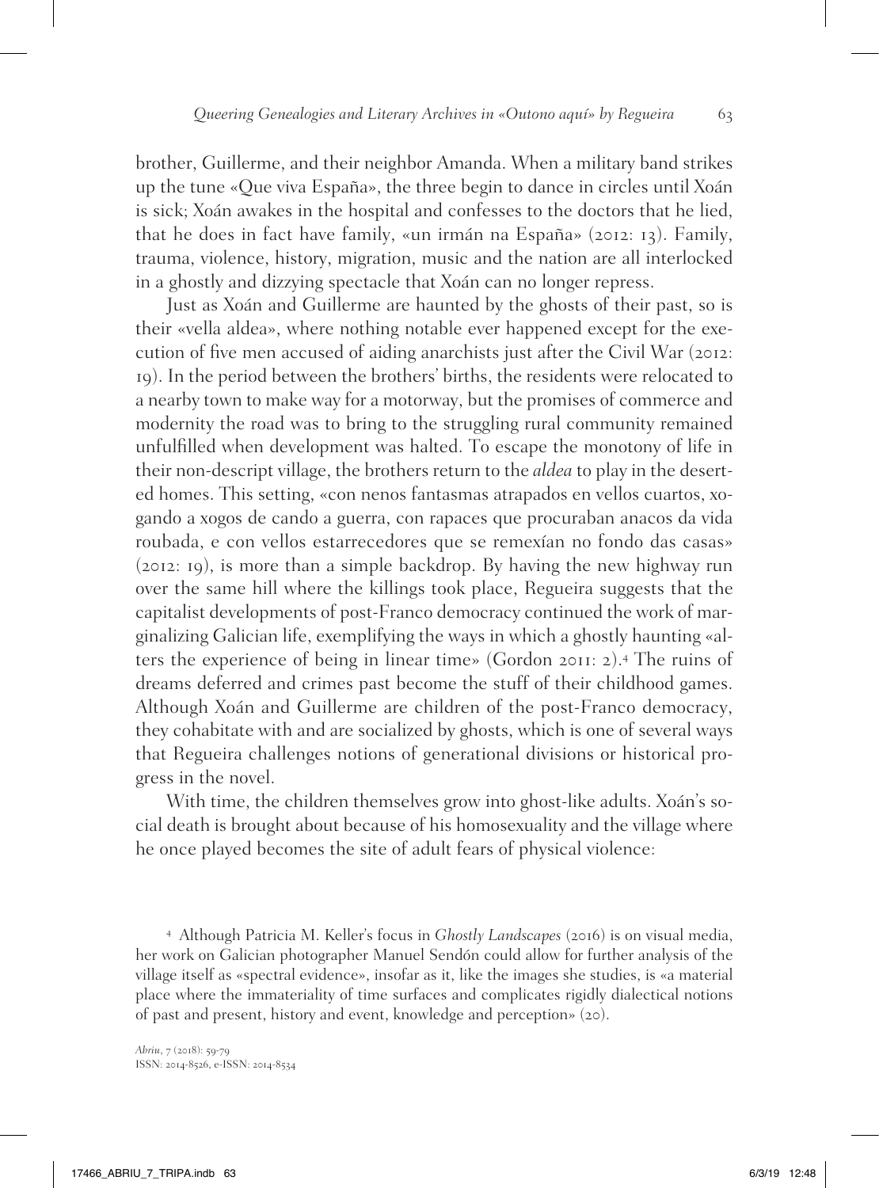brother, Guillerme, and their neighbor Amanda. When a military band strikes up the tune «Que viva España», the three begin to dance in circles until Xoán is sick; Xoán awakes in the hospital and confesses to the doctors that he lied, that he does in fact have family, «un irmán na España» (2012: 13). Family, trauma, violence, history, migration, music and the nation are all interlocked in a ghostly and dizzying spectacle that Xoán can no longer repress.

Just as Xoán and Guillerme are haunted by the ghosts of their past, so is their «vella aldea», where nothing notable ever happened except for the execution of five men accused of aiding anarchists just after the Civil War (2012: 19). In the period between the brothers' births, the residents were relocated to a nearby town to make way for a motorway, but the promises of commerce and modernity the road was to bring to the struggling rural community remained unfulfilled when development was halted. To escape the monotony of life in their non-descript village, the brothers return to the *aldea* to play in the deserted homes. This setting, «con nenos fantasmas atrapados en vellos cuartos, xogando a xogos de cando a guerra, con rapaces que procuraban anacos da vida roubada, e con vellos estarrecedores que se remexían no fondo das casas» (2012: 19), is more than a simple backdrop. By having the new highway run over the same hill where the killings took place, Regueira suggests that the capitalist developments of post-Franco democracy continued the work of marginalizing Galician life, exemplifying the ways in which a ghostly haunting «alters the experience of being in linear time» (Gordon 2011: 2).[4] The ruins of dreams deferred and crimes past become the stuff of their childhood games. Although Xoán and Guillerme are children of the post-Franco democracy, they cohabitate with and are socialized by ghosts, which is one of several ways that Regueira challenges notions of generational divisions or historical progress in the novel.

With time, the children themselves grow into ghost-like adults. Xoán's social death is brought about because of his homosexuality and the village where he once played becomes the site of adult fears of physical violence:

[4] Although Patricia M. Keller's focus in *Ghostly Landscapes* (2016) is on visual media, her work on Galician photographer Manuel Sendón could allow for further analysis of the village itself as «spectral evidence», insofar as it, like the images she studies, is «a material place where the immateriality of time surfaces and complicates rigidly dialectical notions of past and present, history and event, knowledge and perception» (20).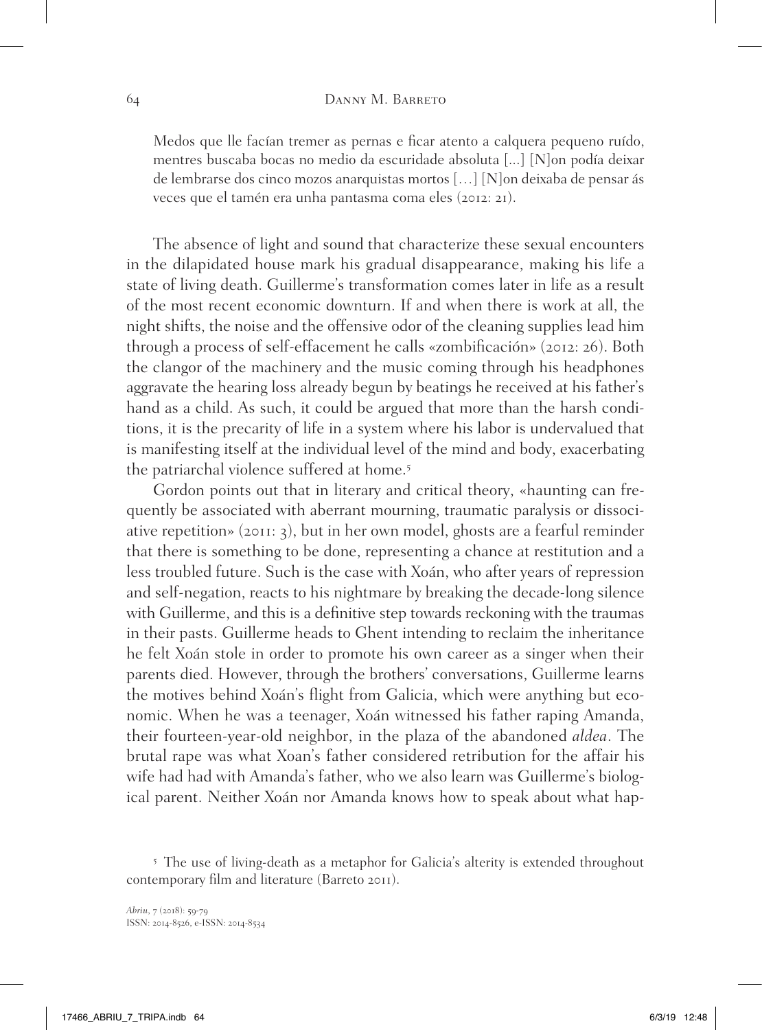> Medos que lle facían tremer as pernas e ficar atento a calquera pequeno ruído, mentres buscaba bocas no medio da escuridade absoluta [...] [N]on podía deixar de lembrarse dos cinco mozos anarquistas mortos […] [N]on deixaba de pensar ás veces que el tamén era unha pantasma coma eles (2012: 21).

The absence of light and sound that characterize these sexual encounters in the dilapidated house mark his gradual disappearance, making his life a state of living death. Guillerme's transformation comes later in life as a result of the most recent economic downturn. If and when there is work at all, the night shifts, the noise and the offensive odor of the cleaning supplies lead him through a process of self-effacement he calls «zombificación» (2012: 26). Both the clangor of the machinery and the music coming through his headphones aggravate the hearing loss already begun by beatings he received at his father's hand as a child. As such, it could be argued that more than the harsh conditions, it is the precarity of life in a system where his labor is undervalued that is manifesting itself at the individual level of the mind and body, exacerbating the patriarchal violence suffered at home.[5]

Gordon points out that in literary and critical theory, «haunting can frequently be associated with aberrant mourning, traumatic paralysis or dissociative repetition» (2011: 3), but in her own model, ghosts are a fearful reminder that there is something to be done, representing a chance at restitution and a less troubled future. Such is the case with Xoán, who after years of repression and self-negation, reacts to his nightmare by breaking the decade-long silence with Guillerme, and this is a definitive step towards reckoning with the traumas in their pasts. Guillerme heads to Ghent intending to reclaim the inheritance he felt Xoán stole in order to promote his own career as a singer when their parents died. However, through the brothers' conversations, Guillerme learns the motives behind Xoán's flight from Galicia, which were anything but economic. When he was a teenager, Xoán witnessed his father raping Amanda, their fourteen-year-old neighbor, in the plaza of the abandoned *aldea*. The brutal rape was what Xoan's father considered retribution for the affair his wife had had with Amanda's father, who we also learn was Guillerme's biological parent. Neither Xoán nor Amanda knows how to speak about what hap-

[5] The use of living-death as a metaphor for Galicia's alterity is extended throughout contemporary film and literature (Barreto 2011).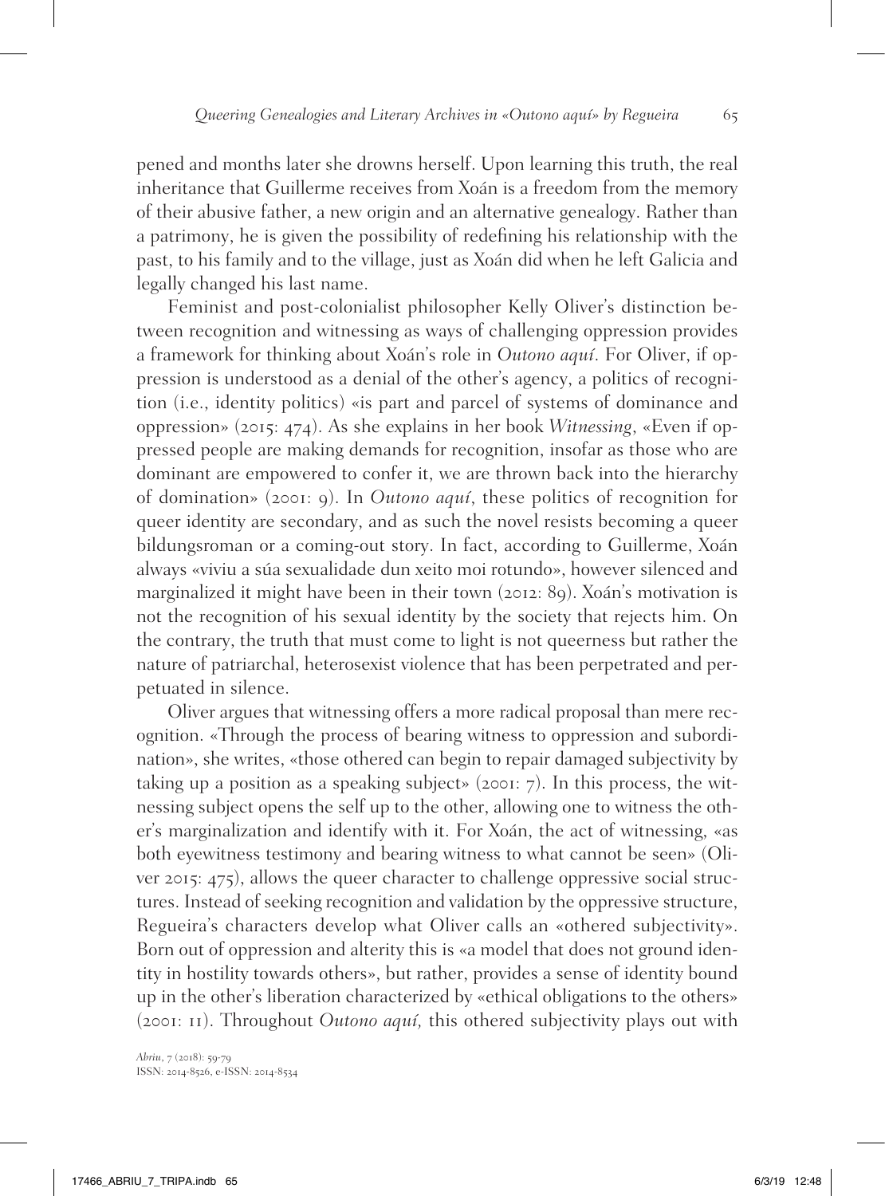pened and months later she drowns herself. Upon learning this truth, the real inheritance that Guillerme receives from Xoán is a freedom from the memory of their abusive father, a new origin and an alternative genealogy. Rather than a patrimony, he is given the possibility of redefining his relationship with the past, to his family and to the village, just as Xoán did when he left Galicia and legally changed his last name.

Feminist and post-colonialist philosopher Kelly Oliver's distinction between recognition and witnessing as ways of challenging oppression provides a framework for thinking about Xoán's role in *Outono aquí*. For Oliver, if oppression is understood as a denial of the other's agency, a politics of recognition (i.e., identity politics) «is part and parcel of systems of dominance and oppression» (2015: 474). As she explains in her book *Witnessing*, «Even if oppressed people are making demands for recognition, insofar as those who are dominant are empowered to confer it, we are thrown back into the hierarchy of domination» (2001: 9). In *Outono aquí*, these politics of recognition for queer identity are secondary, and as such the novel resists becoming a queer bildungsroman or a coming-out story. In fact, according to Guillerme, Xoán always «viviu a súa sexualidade dun xeito moi rotundo», however silenced and marginalized it might have been in their town (2012: 89). Xoán's motivation is not the recognition of his sexual identity by the society that rejects him. On the contrary, the truth that must come to light is not queerness but rather the nature of patriarchal, heterosexist violence that has been perpetrated and perpetuated in silence.

Oliver argues that witnessing offers a more radical proposal than mere recognition. «Through the process of bearing witness to oppression and subordination», she writes, «those othered can begin to repair damaged subjectivity by taking up a position as a speaking subject» (2001: 7). In this process, the witnessing subject opens the self up to the other, allowing one to witness the other's marginalization and identify with it. For Xoán, the act of witnessing, «as both eyewitness testimony and bearing witness to what cannot be seen» (Oliver 2015: 475), allows the queer character to challenge oppressive social structures. Instead of seeking recognition and validation by the oppressive structure, Regueira's characters develop what Oliver calls an «othered subjectivity». Born out of oppression and alterity this is «a model that does not ground identity in hostility towards others», but rather, provides a sense of identity bound up in the other's liberation characterized by «ethical obligations to the others» (2001: 11). Throughout *Outono aquí,* this othered subjectivity plays out with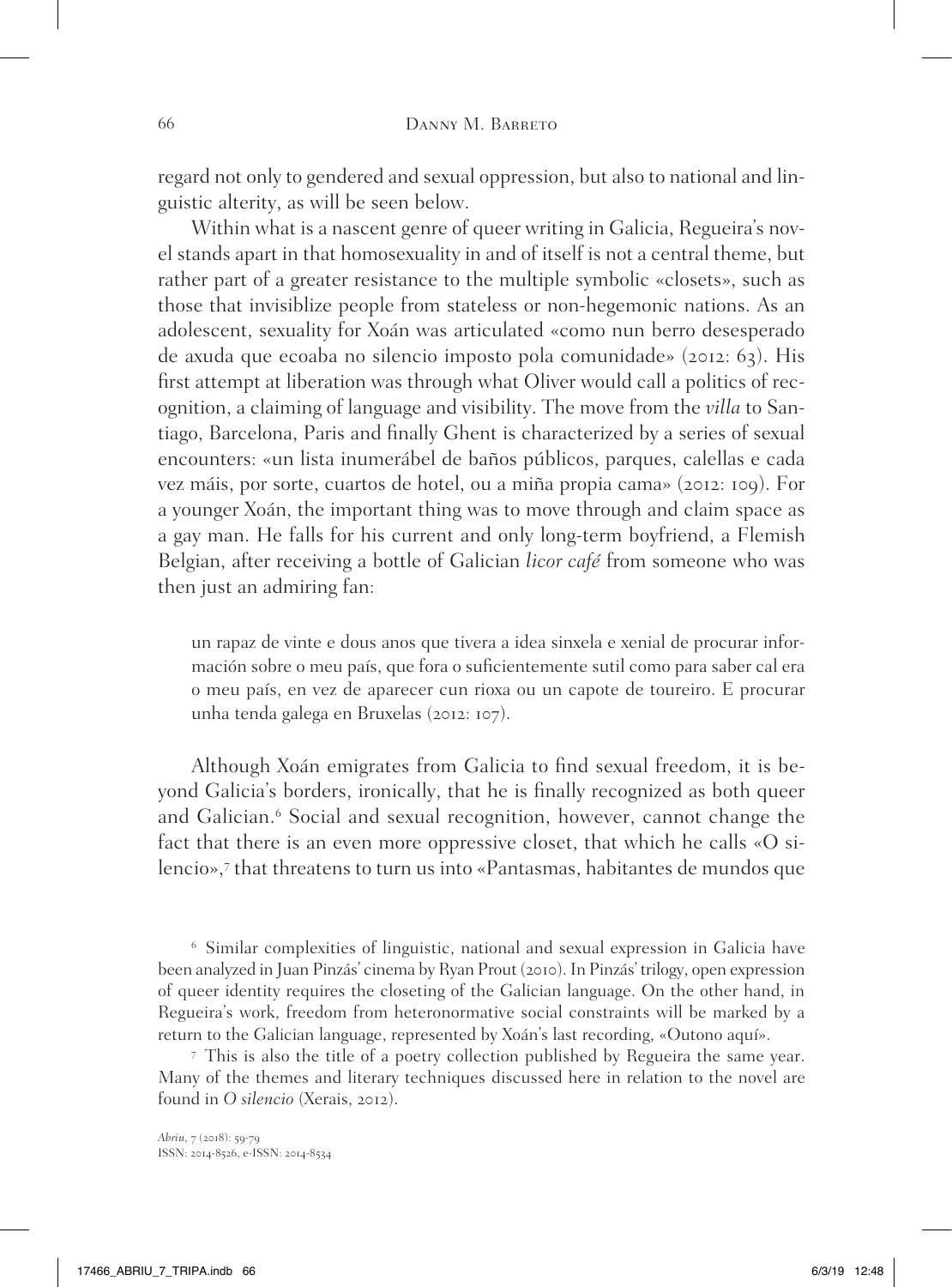regard not only to gendered and sexual oppression, but also to national and linguistic alterity, as will be seen below.

Within what is a nascent genre of queer writing in Galicia, Regueira's novel stands apart in that homosexuality in and of itself is not a central theme, but rather part of a greater resistance to the multiple symbolic «closets», such as those that invisiblize people from stateless or non-hegemonic nations. As an adolescent, sexuality for Xoán was articulated «como nun berro desesperado de axuda que ecoaba no silencio imposto pola comunidade» (2012: 63). His first attempt at liberation was through what Oliver would call a politics of recognition, a claiming of language and visibility. The move from the *villa* to Santiago, Barcelona, Paris and finally Ghent is characterized by a series of sexual encounters: «un lista inumerábel de baños públicos, parques, calellas e cada vez máis, por sorte, cuartos de hotel, ou a miña propia cama» (2012: 109). For a younger Xoán, the important thing was to move through and claim space as a gay man. He falls for his current and only long-term boyfriend, a Flemish Belgian, after receiving a bottle of Galician *licor café* from someone who was then just an admiring fan:

> un rapaz de vinte e dous anos que tivera a idea sinxela e xenial de procurar información sobre o meu país, que fora o suficientemente sutil como para saber cal era o meu país, en vez de aparecer cun rioxa ou un capote de toureiro. E procurar unha tenda galega en Bruxelas (2012: 107).

Although Xoán emigrates from Galicia to find sexual freedom, it is beyond Galicia's borders, ironically, that he is finally recognized as both queer and Galician.[6] Social and sexual recognition, however, cannot change the fact that there is an even more oppressive closet, that which he calls «O silencio»,[7] that threatens to turn us into «Pantasmas, habitantes de mundos que

[6] Similar complexities of linguistic, national and sexual expression in Galicia have been analyzed in Juan Pinzás' cinema by Ryan Prout (2010). In Pinzás' trilogy, open expression of queer identity requires the closeting of the Galician language. On the other hand, in Regueira's work, freedom from heteronormative social constraints will be marked by a return to the Galician language, represented by Xoán's last recording, «Outono aquí».

[7] This is also the title of a poetry collection published by Regueira the same year. Many of the themes and literary techniques discussed here in relation to the novel are found in *O silencio* (Xerais, 2012).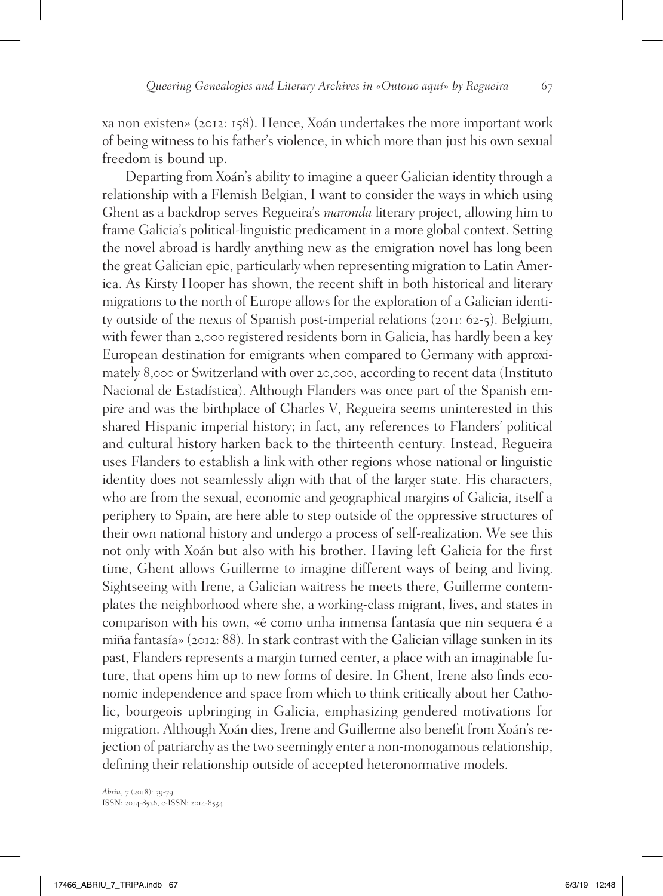xa non existen» (2012: 158). Hence, Xoán undertakes the more important work of being witness to his father's violence, in which more than just his own sexual freedom is bound up.

Departing from Xoán's ability to imagine a queer Galician identity through a relationship with a Flemish Belgian, I want to consider the ways in which using Ghent as a backdrop serves Regueira's *maronda* literary project, allowing him to frame Galicia's political-linguistic predicament in a more global context. Setting the novel abroad is hardly anything new as the emigration novel has long been the great Galician epic, particularly when representing migration to Latin America. As Kirsty Hooper has shown, the recent shift in both historical and literary migrations to the north of Europe allows for the exploration of a Galician identity outside of the nexus of Spanish post-imperial relations (2011: 62-5). Belgium, with fewer than 2,000 registered residents born in Galicia, has hardly been a key European destination for emigrants when compared to Germany with approximately 8,000 or Switzerland with over 20,000, according to recent data (Instituto Nacional de Estadística). Although Flanders was once part of the Spanish empire and was the birthplace of Charles V, Regueira seems uninterested in this shared Hispanic imperial history; in fact, any references to Flanders' political and cultural history harken back to the thirteenth century. Instead, Regueira uses Flanders to establish a link with other regions whose national or linguistic identity does not seamlessly align with that of the larger state. His characters, who are from the sexual, economic and geographical margins of Galicia, itself a periphery to Spain, are here able to step outside of the oppressive structures of their own national history and undergo a process of self-realization. We see this not only with Xoán but also with his brother. Having left Galicia for the first time, Ghent allows Guillerme to imagine different ways of being and living. Sightseeing with Irene, a Galician waitress he meets there, Guillerme contemplates the neighborhood where she, a working-class migrant, lives, and states in comparison with his own, «é como unha inmensa fantasía que nin sequera é a miña fantasía» (2012: 88). In stark contrast with the Galician village sunken in its past, Flanders represents a margin turned center, a place with an imaginable future, that opens him up to new forms of desire. In Ghent, Irene also finds economic independence and space from which to think critically about her Catholic, bourgeois upbringing in Galicia, emphasizing gendered motivations for migration. Although Xoán dies, Irene and Guillerme also benefit from Xoán's rejection of patriarchy as the two seemingly enter a non-monogamous relationship, defining their relationship outside of accepted heteronormative models.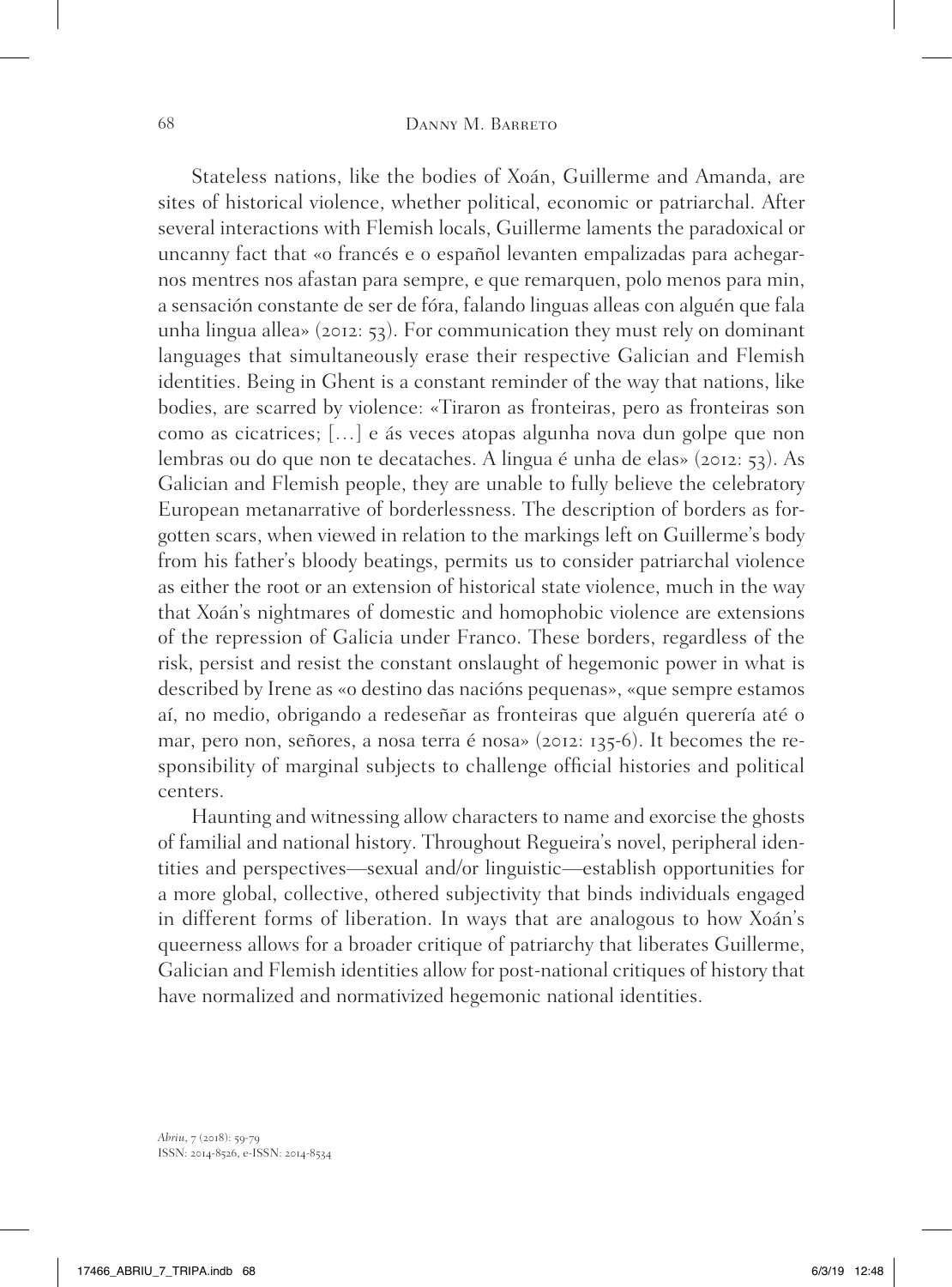Stateless nations, like the bodies of Xoán, Guillerme and Amanda, are sites of historical violence, whether political, economic or patriarchal. After several interactions with Flemish locals, Guillerme laments the paradoxical or uncanny fact that «o francés e o español levanten empalizadas para achegarnos mentres nos afastan para sempre, e que remarquen, polo menos para min, a sensación constante de ser de fóra, falando linguas alleas con alguén que fala unha lingua allea» (2012: 53). For communication they must rely on dominant languages that simultaneously erase their respective Galician and Flemish identities. Being in Ghent is a constant reminder of the way that nations, like bodies, are scarred by violence: «Tiraron as fronteiras, pero as fronteiras son como as cicatrices; […] e ás veces atopas algunha nova dun golpe que non lembras ou do que non te decataches. A lingua é unha de elas» (2012: 53). As Galician and Flemish people, they are unable to fully believe the celebratory European metanarrative of borderlessness. The description of borders as forgotten scars, when viewed in relation to the markings left on Guillerme's body from his father's bloody beatings, permits us to consider patriarchal violence as either the root or an extension of historical state violence, much in the way that Xoán's nightmares of domestic and homophobic violence are extensions of the repression of Galicia under Franco. These borders, regardless of the risk, persist and resist the constant onslaught of hegemonic power in what is described by Irene as «o destino das nacións pequenas», «que sempre estamos aí, no medio, obrigando a redeseñar as fronteiras que alguén querería até o mar, pero non, señores, a nosa terra é nosa» (2012: 135-6). It becomes the responsibility of marginal subjects to challenge official histories and political centers.

Haunting and witnessing allow characters to name and exorcise the ghosts of familial and national history. Throughout Regueira's novel, peripheral identities and perspectives—sexual and/or linguistic—establish opportunities for a more global, collective, othered subjectivity that binds individuals engaged in different forms of liberation. In ways that are analogous to how Xoán's queerness allows for a broader critique of patriarchy that liberates Guillerme, Galician and Flemish identities allow for post-national critiques of history that have normalized and normativized hegemonic national identities.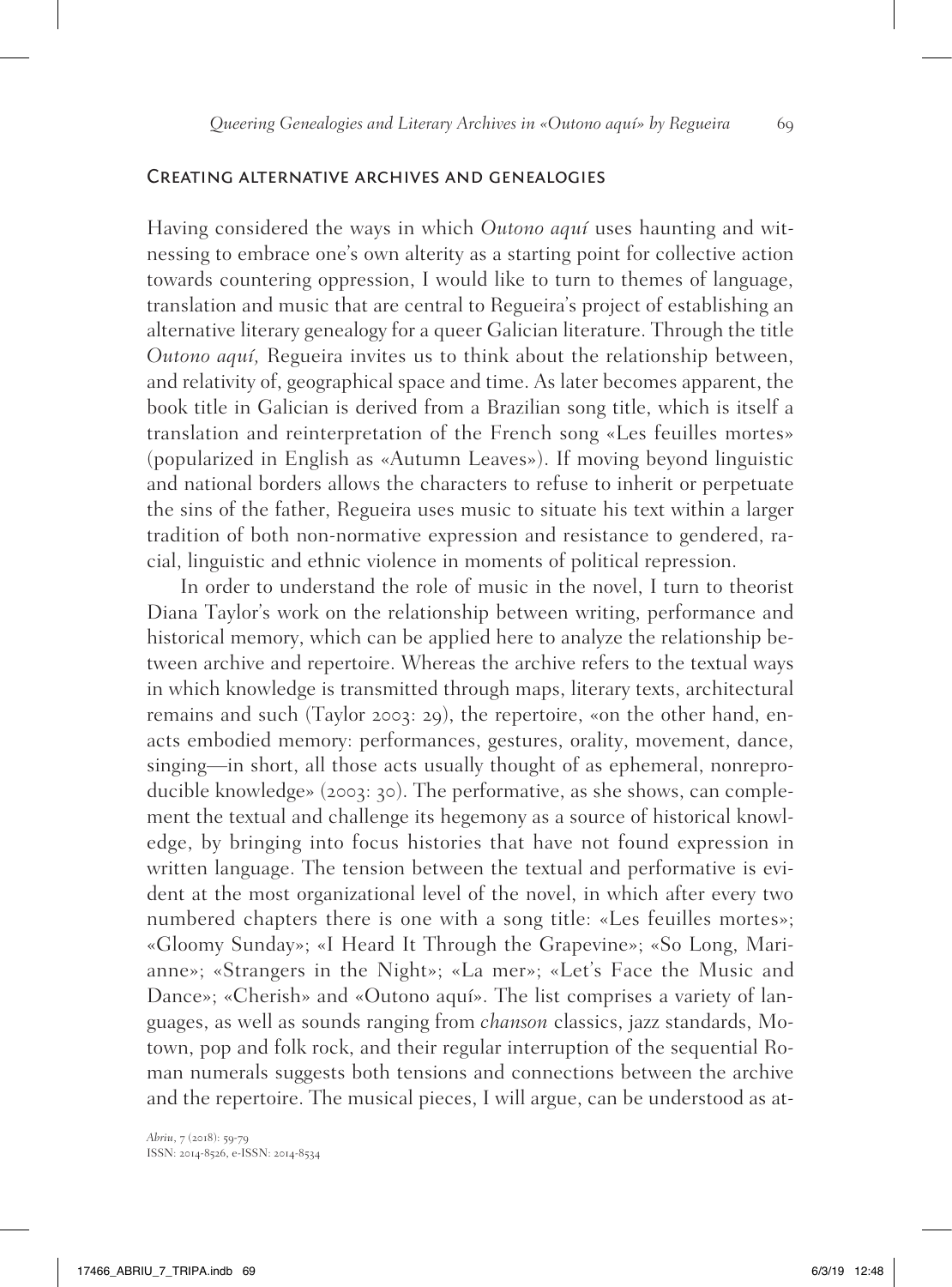## Creating alternative archives and genealogies

Having considered the ways in which *Outono aquí* uses haunting and witnessing to embrace one's own alterity as a starting point for collective action towards countering oppression, I would like to turn to themes of language, translation and music that are central to Regueira's project of establishing an alternative literary genealogy for a queer Galician literature. Through the title *Outono aquí,* Regueira invites us to think about the relationship between, and relativity of, geographical space and time. As later becomes apparent, the book title in Galician is derived from a Brazilian song title, which is itself a translation and reinterpretation of the French song «Les feuilles mortes» (popularized in English as «Autumn Leaves»). If moving beyond linguistic and national borders allows the characters to refuse to inherit or perpetuate the sins of the father, Regueira uses music to situate his text within a larger tradition of both non-normative expression and resistance to gendered, racial, linguistic and ethnic violence in moments of political repression.

In order to understand the role of music in the novel, I turn to theorist Diana Taylor's work on the relationship between writing, performance and historical memory, which can be applied here to analyze the relationship between archive and repertoire. Whereas the archive refers to the textual ways in which knowledge is transmitted through maps, literary texts, architectural remains and such (Taylor 2003: 29), the repertoire, «on the other hand, enacts embodied memory: performances, gestures, orality, movement, dance, singing—in short, all those acts usually thought of as ephemeral, nonreproducible knowledge» (2003: 30). The performative, as she shows, can complement the textual and challenge its hegemony as a source of historical knowledge, by bringing into focus histories that have not found expression in written language. The tension between the textual and performative is evident at the most organizational level of the novel, in which after every two numbered chapters there is one with a song title: «Les feuilles mortes»; «Gloomy Sunday»; «I Heard It Through the Grapevine»; «So Long, Marianne»; «Strangers in the Night»; «La mer»; «Let's Face the Music and Dance»; «Cherish» and «Outono aquí». The list comprises a variety of languages, as well as sounds ranging from *chanson* classics, jazz standards, Motown, pop and folk rock, and their regular interruption of the sequential Roman numerals suggests both tensions and connections between the archive and the repertoire. The musical pieces, I will argue, can be understood as at-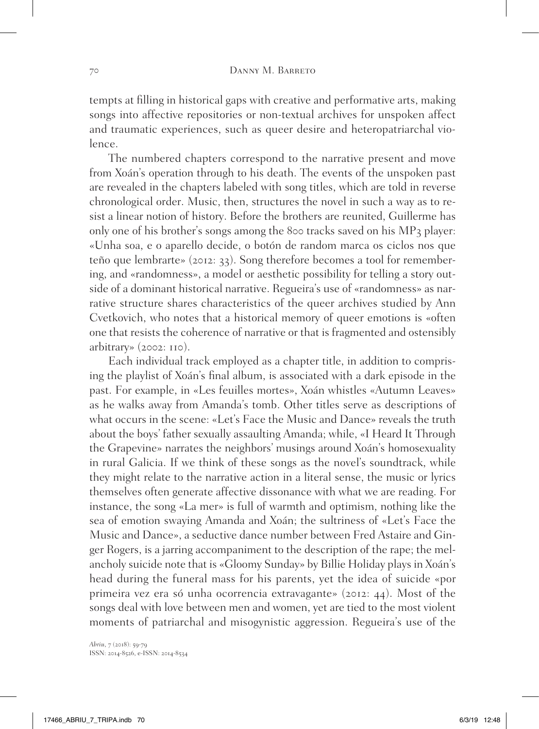tempts at filling in historical gaps with creative and performative arts, making songs into affective repositories or non-textual archives for unspoken affect and traumatic experiences, such as queer desire and heteropatriarchal violence.

The numbered chapters correspond to the narrative present and move from Xoán's operation through to his death. The events of the unspoken past are revealed in the chapters labeled with song titles, which are told in reverse chronological order. Music, then, structures the novel in such a way as to resist a linear notion of history. Before the brothers are reunited, Guillerme has only one of his brother's songs among the 800 tracks saved on his MP3 player: «Unha soa, e o aparello decide, o botón de random marca os ciclos nos que teño que lembrarte» (2012: 33). Song therefore becomes a tool for remembering, and «randomness», a model or aesthetic possibility for telling a story outside of a dominant historical narrative. Regueira's use of «randomness» as narrative structure shares characteristics of the queer archives studied by Ann Cvetkovich, who notes that a historical memory of queer emotions is «often one that resists the coherence of narrative or that is fragmented and ostensibly arbitrary» (2002: 110).

Each individual track employed as a chapter title, in addition to comprising the playlist of Xoán's final album, is associated with a dark episode in the past. For example, in «Les feuilles mortes», Xoán whistles «Autumn Leaves» as he walks away from Amanda's tomb. Other titles serve as descriptions of what occurs in the scene: «Let's Face the Music and Dance» reveals the truth about the boys' father sexually assaulting Amanda; while, «I Heard It Through the Grapevine» narrates the neighbors' musings around Xoán's homosexuality in rural Galicia. If we think of these songs as the novel's soundtrack, while they might relate to the narrative action in a literal sense, the music or lyrics themselves often generate affective dissonance with what we are reading. For instance, the song «La mer» is full of warmth and optimism, nothing like the sea of emotion swaying Amanda and Xoán; the sultriness of «Let's Face the Music and Dance», a seductive dance number between Fred Astaire and Ginger Rogers, is a jarring accompaniment to the description of the rape; the melancholy suicide note that is «Gloomy Sunday» by Billie Holiday plays in Xoán's head during the funeral mass for his parents, yet the idea of suicide «por primeira vez era só unha ocorrencia extravagante» (2012: 44). Most of the songs deal with love between men and women, yet are tied to the most violent moments of patriarchal and misogynistic aggression. Regueira's use of the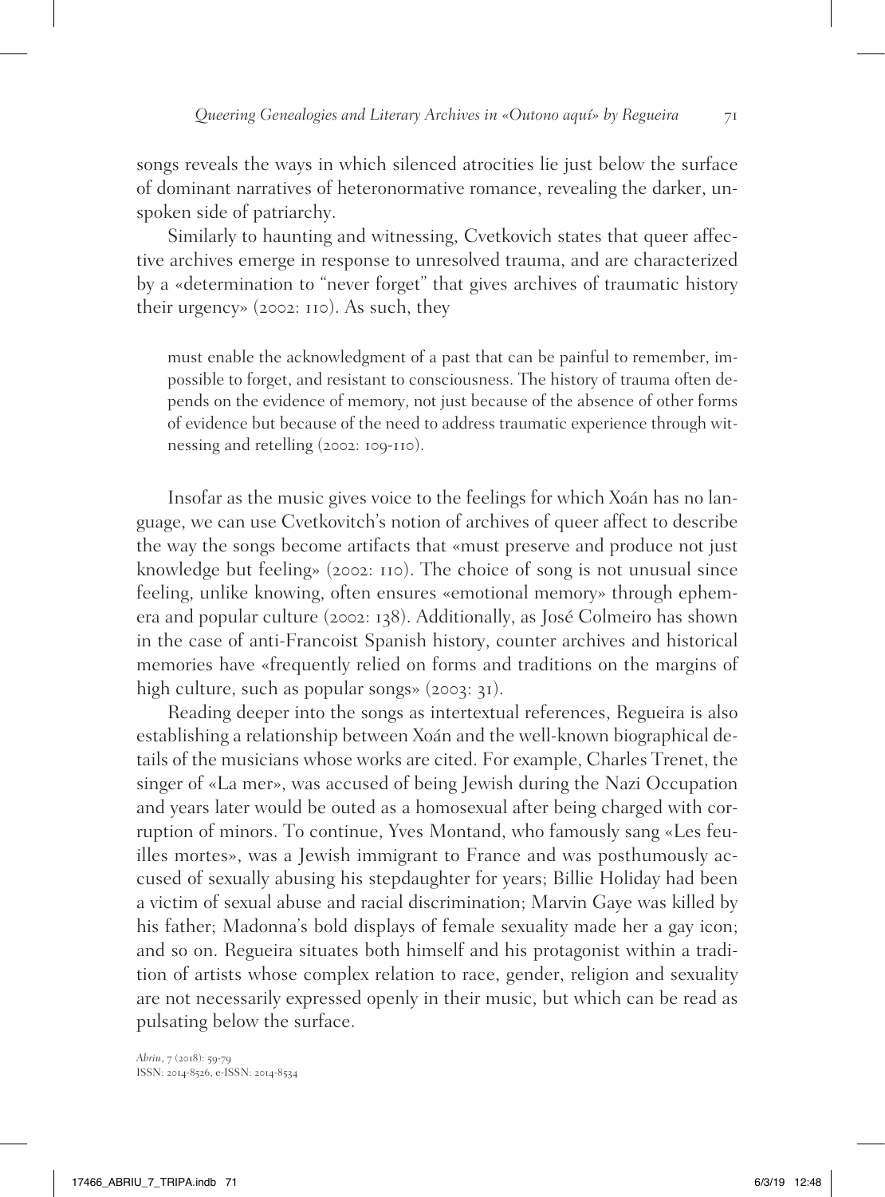songs reveals the ways in which silenced atrocities lie just below the surface of dominant narratives of heteronormative romance, revealing the darker, unspoken side of patriarchy.

Similarly to haunting and witnessing, Cvetkovich states that queer affective archives emerge in response to unresolved trauma, and are characterized by a «determination to "never forget" that gives archives of traumatic history their urgency» (2002: 110). As such, they

> must enable the acknowledgment of a past that can be painful to remember, impossible to forget, and resistant to consciousness. The history of trauma often depends on the evidence of memory, not just because of the absence of other forms of evidence but because of the need to address traumatic experience through witnessing and retelling (2002: 109-110).

Insofar as the music gives voice to the feelings for which Xoán has no language, we can use Cvetkovitch's notion of archives of queer affect to describe the way the songs become artifacts that «must preserve and produce not just knowledge but feeling» (2002: 110). The choice of song is not unusual since feeling, unlike knowing, often ensures «emotional memory» through ephemera and popular culture (2002: 138). Additionally, as José Colmeiro has shown in the case of anti-Francoist Spanish history, counter archives and historical memories have «frequently relied on forms and traditions on the margins of high culture, such as popular songs» (2003: 31).

Reading deeper into the songs as intertextual references, Regueira is also establishing a relationship between Xoán and the well-known biographical details of the musicians whose works are cited. For example, Charles Trenet, the singer of «La mer», was accused of being Jewish during the Nazi Occupation and years later would be outed as a homosexual after being charged with corruption of minors. To continue, Yves Montand, who famously sang «Les feuilles mortes», was a Jewish immigrant to France and was posthumously accused of sexually abusing his stepdaughter for years; Billie Holiday had been a victim of sexual abuse and racial discrimination; Marvin Gaye was killed by his father; Madonna's bold displays of female sexuality made her a gay icon; and so on. Regueira situates both himself and his protagonist within a tradition of artists whose complex relation to race, gender, religion and sexuality are not necessarily expressed openly in their music, but which can be read as pulsating below the surface.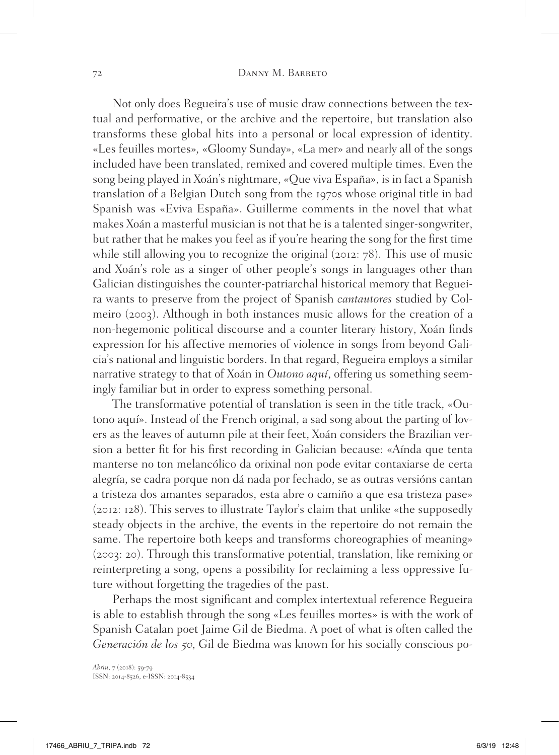Not only does Regueira's use of music draw connections between the textual and performative, or the archive and the repertoire, but translation also transforms these global hits into a personal or local expression of identity. «Les feuilles mortes», «Gloomy Sunday», «La mer» and nearly all of the songs included have been translated, remixed and covered multiple times. Even the song being played in Xoán's nightmare, «Que viva España», is in fact a Spanish translation of a Belgian Dutch song from the 1970s whose original title in bad Spanish was «Eviva España». Guillerme comments in the novel that what makes Xoán a masterful musician is not that he is a talented singer-songwriter, but rather that he makes you feel as if you're hearing the song for the first time while still allowing you to recognize the original (2012: 78). This use of music and Xoán's role as a singer of other people's songs in languages other than Galician distinguishes the counter-patriarchal historical memory that Regueira wants to preserve from the project of Spanish *cantautores* studied by Colmeiro (2003). Although in both instances music allows for the creation of a non-hegemonic political discourse and a counter literary history, Xoán finds expression for his affective memories of violence in songs from beyond Galicia's national and linguistic borders. In that regard, Regueira employs a similar narrative strategy to that of Xoán in *Outono aquí*, offering us something seemingly familiar but in order to express something personal.

The transformative potential of translation is seen in the title track, «Outono aquí». Instead of the French original, a sad song about the parting of lovers as the leaves of autumn pile at their feet, Xoán considers the Brazilian version a better fit for his first recording in Galician because: «Aínda que tenta manterse no ton melancólico da orixinal non pode evitar contaxiarse de certa alegría, se cadra porque non dá nada por fechado, se as outras versións cantan a tristeza dos amantes separados, esta abre o camiño a que esa tristeza pase» (2012: 128). This serves to illustrate Taylor's claim that unlike «the supposedly steady objects in the archive, the events in the repertoire do not remain the same. The repertoire both keeps and transforms choreographies of meaning» (2003: 20). Through this transformative potential, translation, like remixing or reinterpreting a song, opens a possibility for reclaiming a less oppressive future without forgetting the tragedies of the past.

Perhaps the most significant and complex intertextual reference Regueira is able to establish through the song «Les feuilles mortes» is with the work of Spanish Catalan poet Jaime Gil de Biedma. A poet of what is often called the *Generación de los 50*, Gil de Biedma was known for his socially conscious po-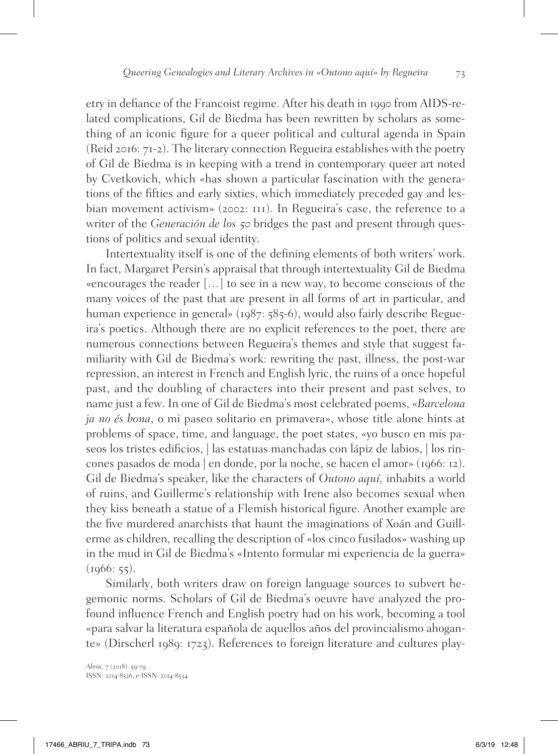etry in defiance of the Francoist regime. After his death in 1990 from AIDS-related complications, Gil de Biedma has been rewritten by scholars as something of an iconic figure for a queer political and cultural agenda in Spain (Reid 2016: 71-2). The literary connection Regueira establishes with the poetry of Gil de Biedma is in keeping with a trend in contemporary queer art noted by Cvetkovich, which «has shown a particular fascination with the generations of the fifties and early sixties, which immediately preceded gay and lesbian movement activism» (2002: 111). In Regueira's case, the reference to a writer of the *Generación de los 50* bridges the past and present through questions of politics and sexual identity.

Intertextuality itself is one of the defining elements of both writers' work. In fact, Margaret Persin's appraisal that through intertextuality Gil de Biedma «encourages the reader […] to see in a new way, to become conscious of the many voices of the past that are present in all forms of art in particular, and human experience in general» (1987: 585-6), would also fairly describe Regueira's poetics. Although there are no explicit references to the poet, there are numerous connections between Regueira's themes and style that suggest familiarity with Gil de Biedma's work: rewriting the past, illness, the post-war repression, an interest in French and English lyric, the ruins of a once hopeful past, and the doubling of characters into their present and past selves, to name just a few. In one of Gil de Biedma's most celebrated poems, «*Barcelona ja no és bona*, o mi paseo solitario en primavera», whose title alone hints at problems of space, time, and language, the poet states, «yo busco en mis paseos los tristes edificios, | las estatuas manchadas con lápiz de labios, | los rincones pasados de moda | en donde, por la noche, se hacen el amor» (1966: 12). Gil de Biedma's speaker, like the characters of *Outono aquí,* inhabits a world of ruins, and Guillerme's relationship with Irene also becomes sexual when they kiss beneath a statue of a Flemish historical figure. Another example are the five murdered anarchists that haunt the imaginations of Xoán and Guillerme as children, recalling the description of «los cinco fusilados» washing up in the mud in Gil de Biedma's «Intento formular mi experiencia de la guerra» (1966: 55).

Similarly, both writers draw on foreign language sources to subvert hegemonic norms. Scholars of Gil de Biedma's oeuvre have analyzed the profound influence French and English poetry had on his work, becoming a tool «para salvar la literatura española de aquellos años del provincialismo ahogante» (Dirscherl 1989: 1723). References to foreign literature and cultures play-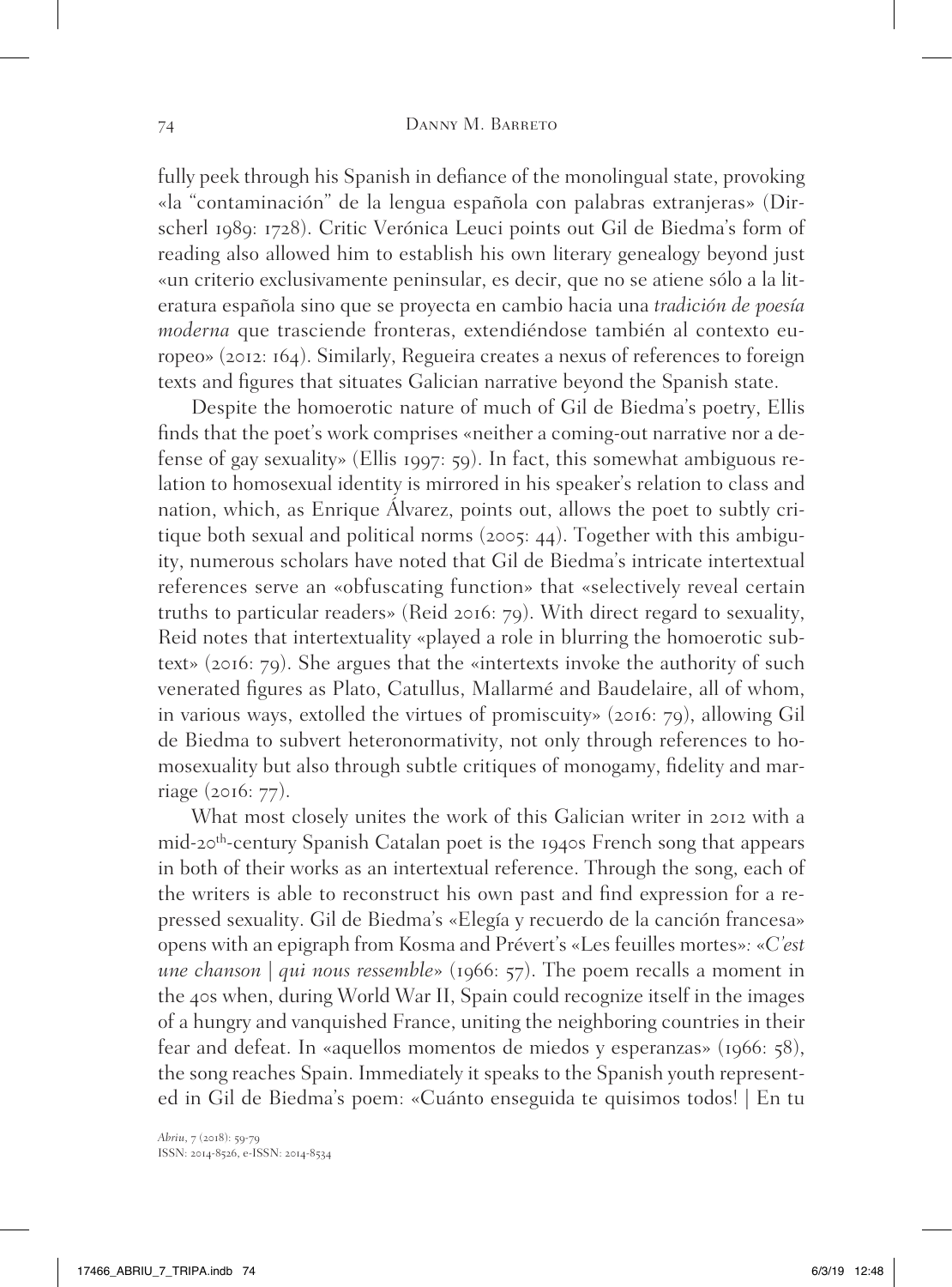fully peek through his Spanish in defiance of the monolingual state, provoking «la "contaminación" de la lengua española con palabras extranjeras» (Dirscherl 1989: 1728). Critic Verónica Leuci points out Gil de Biedma's form of reading also allowed him to establish his own literary genealogy beyond just «un criterio exclusivamente peninsular, es decir, que no se atiene sólo a la literatura española sino que se proyecta en cambio hacia una *tradición de poesía moderna* que trasciende fronteras, extendiéndose también al contexto europeo» (2012: 164). Similarly, Regueira creates a nexus of references to foreign texts and figures that situates Galician narrative beyond the Spanish state.

Despite the homoerotic nature of much of Gil de Biedma's poetry, Ellis finds that the poet's work comprises «neither a coming-out narrative nor a defense of gay sexuality» (Ellis 1997: 59). In fact, this somewhat ambiguous relation to homosexual identity is mirrored in his speaker's relation to class and nation, which, as Enrique Álvarez, points out, allows the poet to subtly critique both sexual and political norms (2005: 44). Together with this ambiguity, numerous scholars have noted that Gil de Biedma's intricate intertextual references serve an «obfuscating function» that «selectively reveal certain truths to particular readers» (Reid 2016: 79). With direct regard to sexuality, Reid notes that intertextuality «played a role in blurring the homoerotic subtext» (2016: 79). She argues that the «intertexts invoke the authority of such venerated figures as Plato, Catullus, Mallarmé and Baudelaire, all of whom, in various ways, extolled the virtues of promiscuity» (2016: 79), allowing Gil de Biedma to subvert heteronormativity, not only through references to homosexuality but also through subtle critiques of monogamy, fidelity and marriage (2016: 77).

What most closely unites the work of this Galician writer in 2012 with a mid-20th-century Spanish Catalan poet is the 1940s French song that appears in both of their works as an intertextual reference. Through the song, each of the writers is able to reconstruct his own past and find expression for a repressed sexuality. Gil de Biedma's «Elegía y recuerdo de la canción francesa» opens with an epigraph from Kosma and Prévert's «Les feuilles mortes»: «*C'est une chanson | qui nous ressemble*» (1966: 57). The poem recalls a moment in the 40s when, during World War II, Spain could recognize itself in the images of a hungry and vanquished France, uniting the neighboring countries in their fear and defeat. In «aquellos momentos de miedos y esperanzas» (1966: 58), the song reaches Spain. Immediately it speaks to the Spanish youth represented in Gil de Biedma's poem: «Cuánto enseguida te quisimos todos! | En tu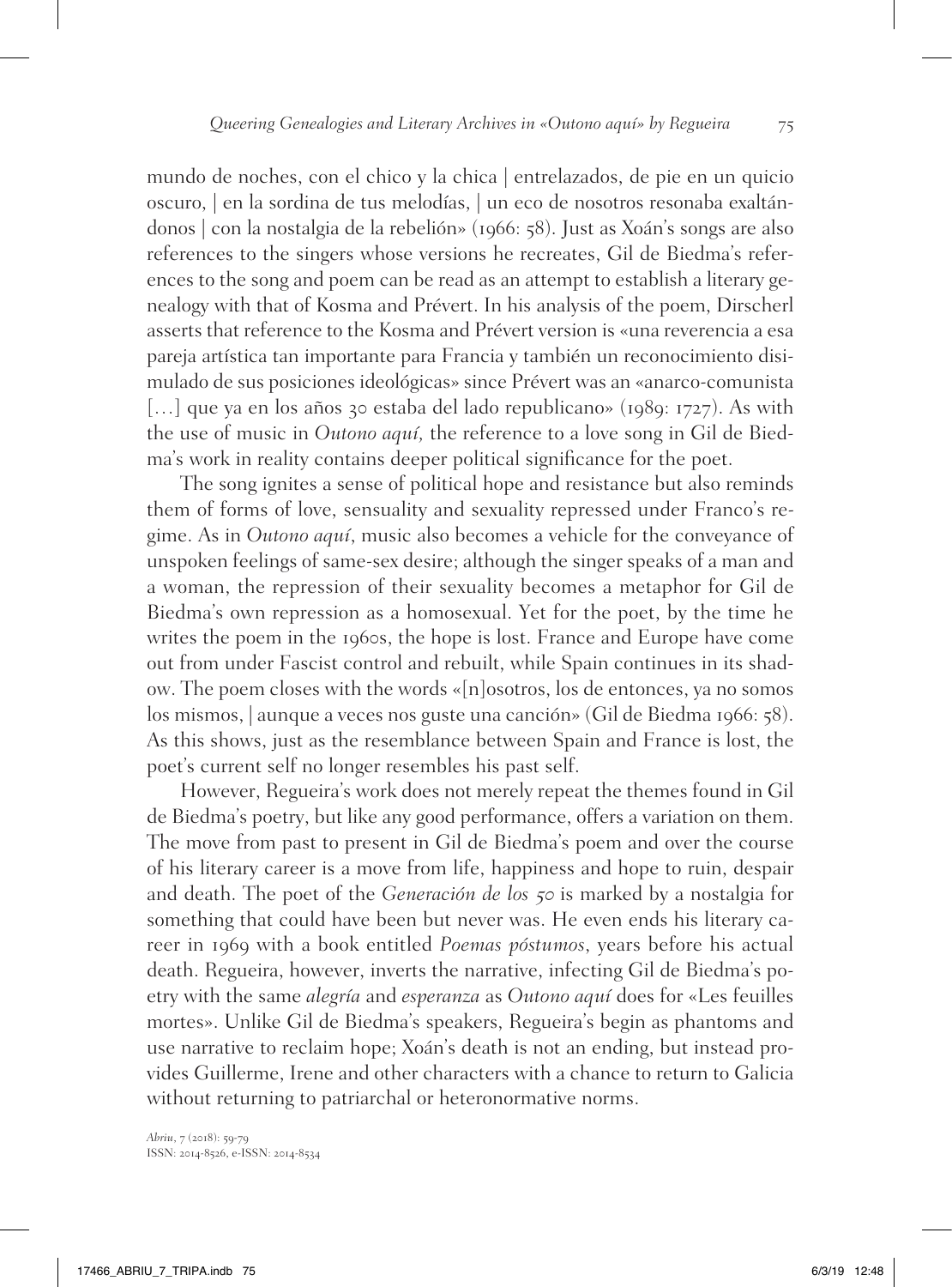mundo de noches, con el chico y la chica | entrelazados, de pie en un quicio oscuro, | en la sordina de tus melodías, | un eco de nosotros resonaba exaltándonos | con la nostalgia de la rebelión» (1966: 58). Just as Xoán's songs are also references to the singers whose versions he recreates, Gil de Biedma's references to the song and poem can be read as an attempt to establish a literary genealogy with that of Kosma and Prévert. In his analysis of the poem, Dirscherl asserts that reference to the Kosma and Prévert version is «una reverencia a esa pareja artística tan importante para Francia y también un reconocimiento disimulado de sus posiciones ideológicas» since Prévert was an «anarco-comunista [...] que ya en los años 30 estaba del lado republicano» (1989: 1727). As with the use of music in *Outono aquí,* the reference to a love song in Gil de Biedma's work in reality contains deeper political significance for the poet.

The song ignites a sense of political hope and resistance but also reminds them of forms of love, sensuality and sexuality repressed under Franco's regime. As in *Outono aquí*, music also becomes a vehicle for the conveyance of unspoken feelings of same-sex desire; although the singer speaks of a man and a woman, the repression of their sexuality becomes a metaphor for Gil de Biedma's own repression as a homosexual. Yet for the poet, by the time he writes the poem in the 1960s, the hope is lost. France and Europe have come out from under Fascist control and rebuilt, while Spain continues in its shadow. The poem closes with the words «[n]osotros, los de entonces, ya no somos los mismos, | aunque a veces nos guste una canción» (Gil de Biedma 1966: 58). As this shows, just as the resemblance between Spain and France is lost, the poet's current self no longer resembles his past self.

However, Regueira's work does not merely repeat the themes found in Gil de Biedma's poetry, but like any good performance, offers a variation on them. The move from past to present in Gil de Biedma's poem and over the course of his literary career is a move from life, happiness and hope to ruin, despair and death. The poet of the *Generación de los 50* is marked by a nostalgia for something that could have been but never was. He even ends his literary career in 1969 with a book entitled *Poemas póstumos*, years before his actual death. Regueira, however, inverts the narrative, infecting Gil de Biedma's poetry with the same *alegría* and *esperanza* as *Outono aquí* does for «Les feuilles mortes». Unlike Gil de Biedma's speakers, Regueira's begin as phantoms and use narrative to reclaim hope; Xoán's death is not an ending, but instead provides Guillerme, Irene and other characters with a chance to return to Galicia without returning to patriarchal or heteronormative norms.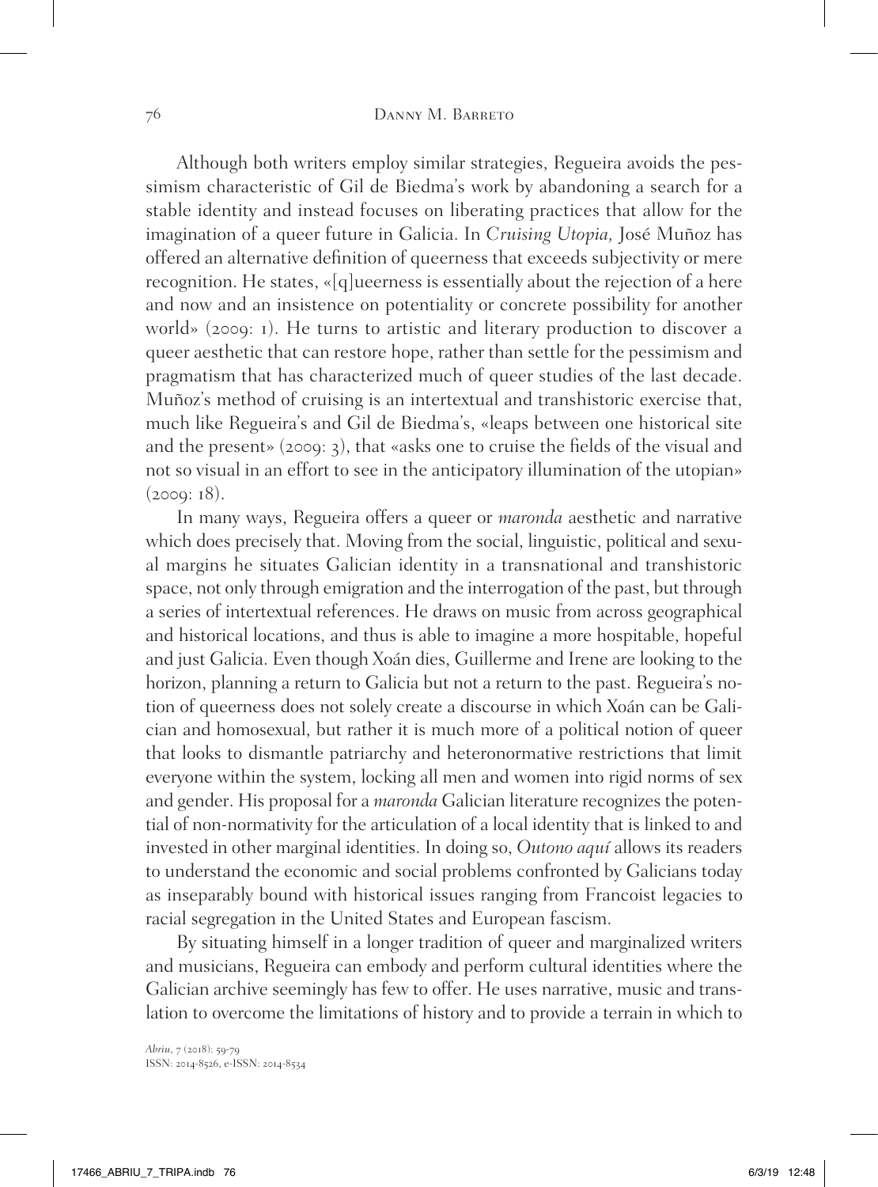Although both writers employ similar strategies, Regueira avoids the pessimism characteristic of Gil de Biedma's work by abandoning a search for a stable identity and instead focuses on liberating practices that allow for the imagination of a queer future in Galicia. In *Cruising Utopia,* José Muñoz has offered an alternative definition of queerness that exceeds subjectivity or mere recognition. He states, «[q]ueerness is essentially about the rejection of a here and now and an insistence on potentiality or concrete possibility for another world» (2009: 1). He turns to artistic and literary production to discover a queer aesthetic that can restore hope, rather than settle for the pessimism and pragmatism that has characterized much of queer studies of the last decade. Muñoz's method of cruising is an intertextual and transhistoric exercise that, much like Regueira's and Gil de Biedma's, «leaps between one historical site and the present» (2009: 3), that «asks one to cruise the fields of the visual and not so visual in an effort to see in the anticipatory illumination of the utopian» (2009: 18).

In many ways, Regueira offers a queer or *maronda* aesthetic and narrative which does precisely that. Moving from the social, linguistic, political and sexual margins he situates Galician identity in a transnational and transhistoric space, not only through emigration and the interrogation of the past, but through a series of intertextual references. He draws on music from across geographical and historical locations, and thus is able to imagine a more hospitable, hopeful and just Galicia. Even though Xoán dies, Guillerme and Irene are looking to the horizon, planning a return to Galicia but not a return to the past. Regueira's notion of queerness does not solely create a discourse in which Xoán can be Galician and homosexual, but rather it is much more of a political notion of queer that looks to dismantle patriarchy and heteronormative restrictions that limit everyone within the system, locking all men and women into rigid norms of sex and gender. His proposal for a *maronda* Galician literature recognizes the potential of non-normativity for the articulation of a local identity that is linked to and invested in other marginal identities. In doing so, *Outono aquí* allows its readers to understand the economic and social problems confronted by Galicians today as inseparably bound with historical issues ranging from Francoist legacies to racial segregation in the United States and European fascism.

By situating himself in a longer tradition of queer and marginalized writers and musicians, Regueira can embody and perform cultural identities where the Galician archive seemingly has few to offer. He uses narrative, music and translation to overcome the limitations of history and to provide a terrain in which to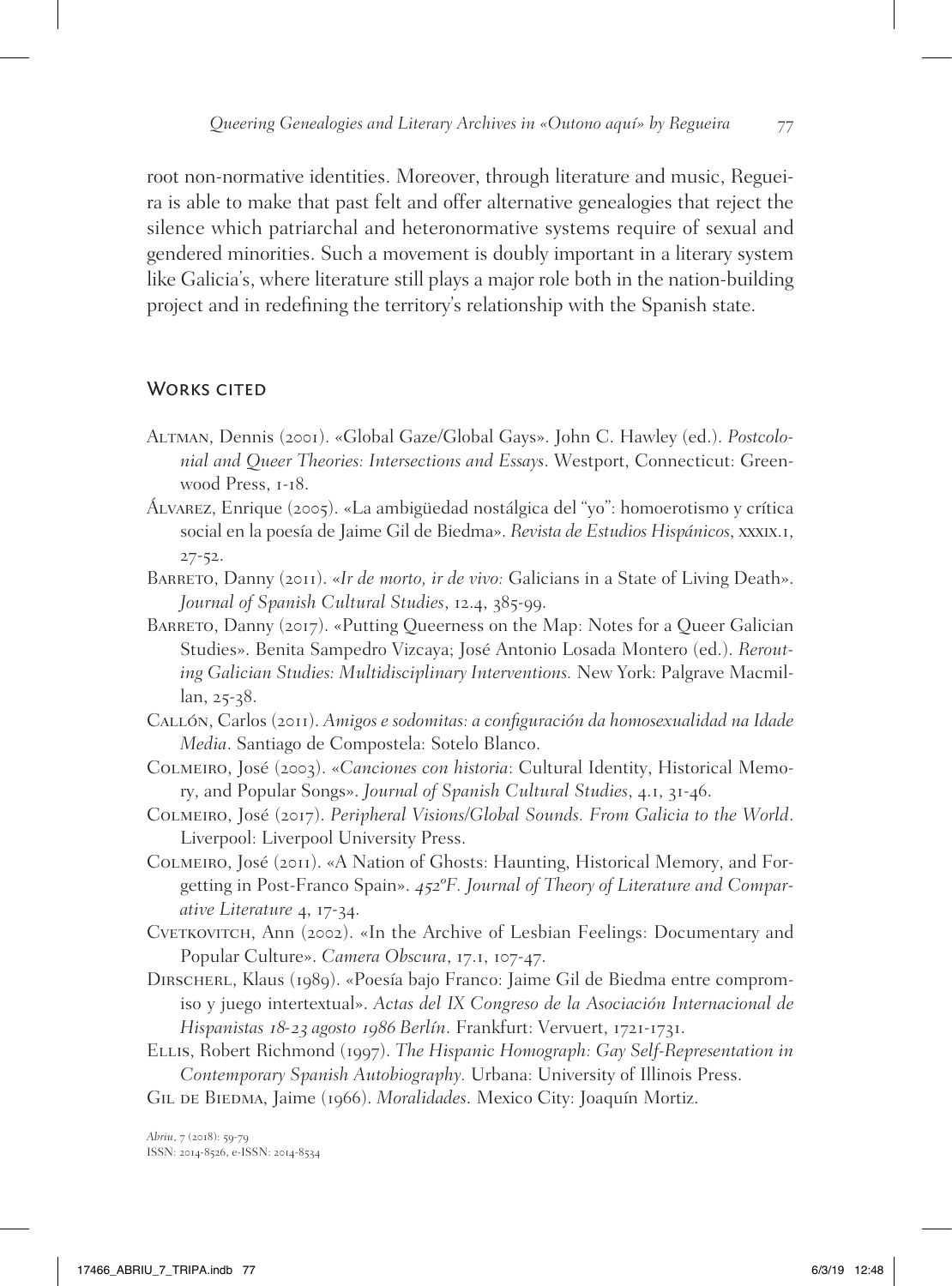root non-normative identities. Moreover, through literature and music, Regueira is able to make that past felt and offer alternative genealogies that reject the silence which patriarchal and heteronormative systems require of sexual and gendered minorities. Such a movement is doubly important in a literary system like Galicia's, where literature still plays a major role both in the nation-building project and in redefining the territory's relationship with the Spanish state.

## Works cited

Altman, Dennis (2001). «Global Gaze/Global Gays». John C. Hawley (ed.). *Postcolonial and Queer Theories: Intersections and Essays*. Westport, Connecticut: Greenwood Press, 1-18.

Álvarez, Enrique (2005). «La ambigüedad nostálgica del "yo": homoerotismo y crítica social en la poesía de Jaime Gil de Biedma». *Revista de Estudios Hispánicos*, xxxix.1, 27-52.

Barreto, Danny (2011). «*Ir de morto, ir de vivo:* Galicians in a State of Living Death». *Journal of Spanish Cultural Studies*, 12.4, 385-99.

Barreto, Danny (2017). «Putting Queerness on the Map: Notes for a Queer Galician Studies». Benita Sampedro Vizcaya; José Antonio Losada Montero (ed.). *Rerouting Galician Studies: Multidisciplinary Interventions.* New York: Palgrave Macmillan, 25-38.

Callón, Carlos (2011). *Amigos e sodomitas: a configuración da homosexualidad na Idade Media*. Santiago de Compostela: Sotelo Blanco.

Colmeiro, José (2003). «*Canciones con historia*: Cultural Identity, Historical Memory, and Popular Songs». *Journal of Spanish Cultural Studies*, 4.1, 31-46.

Colmeiro, José (2017). *Peripheral Visions/Global Sounds. From Galicia to the World*. Liverpool: Liverpool University Press.

Colmeiro, José (2011). «A Nation of Ghosts: Haunting, Historical Memory, and Forgetting in Post-Franco Spain». *452ºF. Journal of Theory of Literature and Comparative Literature* 4, 17-34.

Cvetkovitch, Ann (2002). «In the Archive of Lesbian Feelings: Documentary and Popular Culture». *Camera Obscura*, 17.1, 107-47.

Dirscherl, Klaus (1989). «Poesía bajo Franco: Jaime Gil de Biedma entre compromiso y juego intertextual». *Actas del IX Congreso de la Asociación Internacional de Hispanistas 18-23 agosto 1986 Berlín*. Frankfurt: Vervuert, 1721-1731.

Ellis, Robert Richmond (1997). *The Hispanic Homograph: Gay Self-Representation in Contemporary Spanish Autobiography.* Urbana: University of Illinois Press.

Gil de Biedma, Jaime (1966). *Moralidades*. Mexico City: Joaquín Mortiz.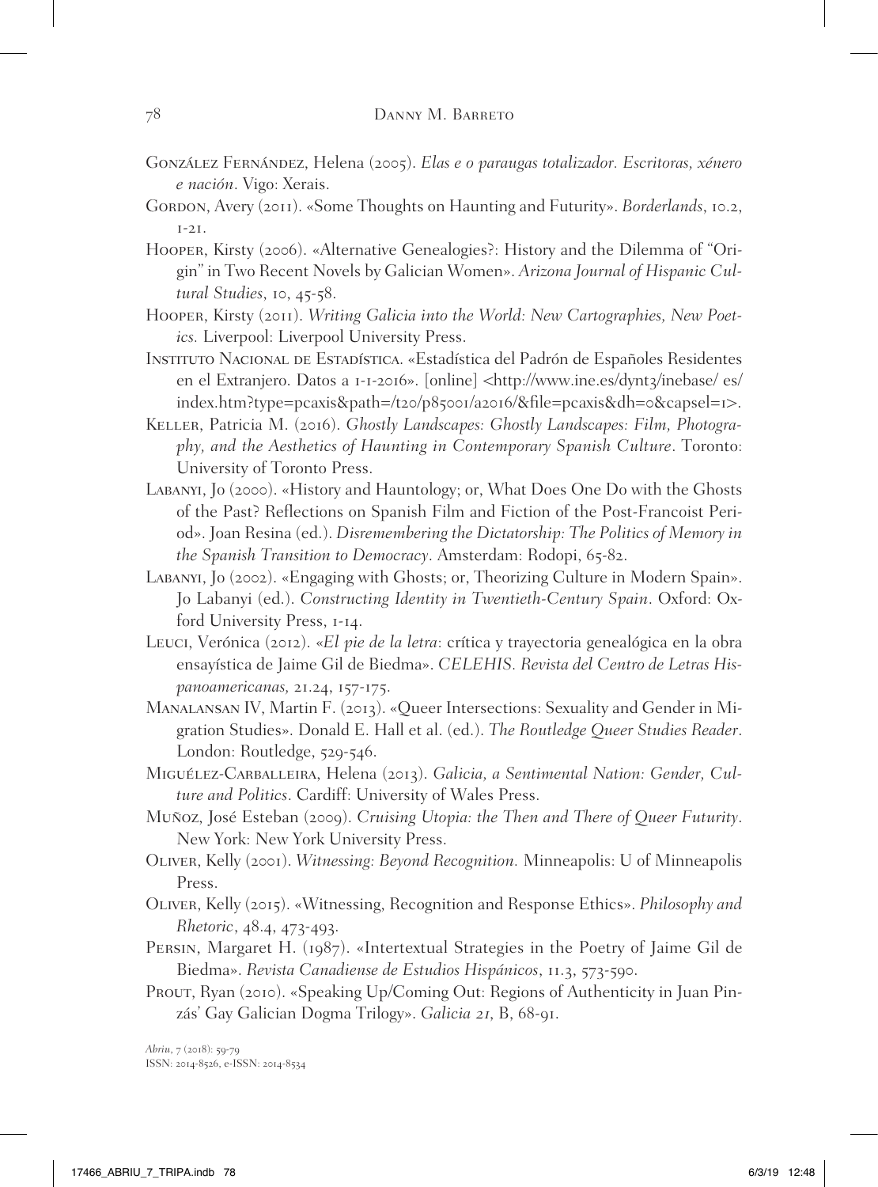González Fernández, Helena (2005). *Elas e o paraugas totalizador. Escritoras, xénero e nación*. Vigo: Xerais.

Gordon, Avery (2011). «Some Thoughts on Haunting and Futurity». *Borderlands*, 10.2, 1-21.

Hooper, Kirsty (2006). «Alternative Genealogies?: History and the Dilemma of "Origin" in Two Recent Novels by Galician Women». *Arizona Journal of Hispanic Cultural Studies*, 10, 45-58.

Hooper, Kirsty (2011). *Writing Galicia into the World: New Cartographies, New Poetics.* Liverpool: Liverpool University Press.

Instituto Nacional de Estadística. «Estadística del Padrón de Españoles Residentes en el Extranjero. Datos a 1-1-2016». [online] <http://www.ine.es/dynt3/inebase/ es/ index.htm?type=pcaxis&path=/t20/p85001/a2016/&file=pcaxis&dh=0&capsel=1>.

Keller, Patricia M. (2016). *Ghostly Landscapes: Ghostly Landscapes: Film, Photography, and the Aesthetics of Haunting in Contemporary Spanish Culture*. Toronto: University of Toronto Press.

Labanyi, Jo (2000). «History and Hauntology; or, What Does One Do with the Ghosts of the Past? Reflections on Spanish Film and Fiction of the Post-Francoist Period». Joan Resina (ed.). *Disremembering the Dictatorship: The Politics of Memory in the Spanish Transition to Democracy*. Amsterdam: Rodopi, 65-82.

Labanyi, Jo (2002). «Engaging with Ghosts; or, Theorizing Culture in Modern Spain». Jo Labanyi (ed.). *Constructing Identity in Twentieth-Century Spain*. Oxford: Oxford University Press, 1-14.

Leuci, Verónica (2012). «*El pie de la letra*: crítica y trayectoria genealógica en la obra ensayística de Jaime Gil de Biedma». *CELEHIS. Revista del Centro de Letras Hispanoamericanas,* 21.24, 157-175.

Manalansan IV, Martin F. (2013). «Queer Intersections: Sexuality and Gender in Migration Studies». Donald E. Hall et al. (ed.). *The Routledge Queer Studies Reader*. London: Routledge, 529-546.

Miguélez-Carballeira, Helena (2013). *Galicia, a Sentimental Nation: Gender, Culture and Politics*. Cardiff: University of Wales Press.

Muñoz, José Esteban (2009). *Cruising Utopia: the Then and There of Queer Futurity*. New York: New York University Press.

Oliver, Kelly (2001). *Witnessing: Beyond Recognition.* Minneapolis: U of Minneapolis Press.

Oliver, Kelly (2015). «Witnessing, Recognition and Response Ethics». *Philosophy and Rhetoric*, 48.4, 473-493.

Persin, Margaret H. (1987). «Intertextual Strategies in the Poetry of Jaime Gil de Biedma». *Revista Canadiense de Estudios Hispánicos*, 11.3, 573-590.

Prout, Ryan (2010). «Speaking Up/Coming Out: Regions of Authenticity in Juan Pinzás' Gay Galician Dogma Trilogy». *Galicia 21*, B, 68-91.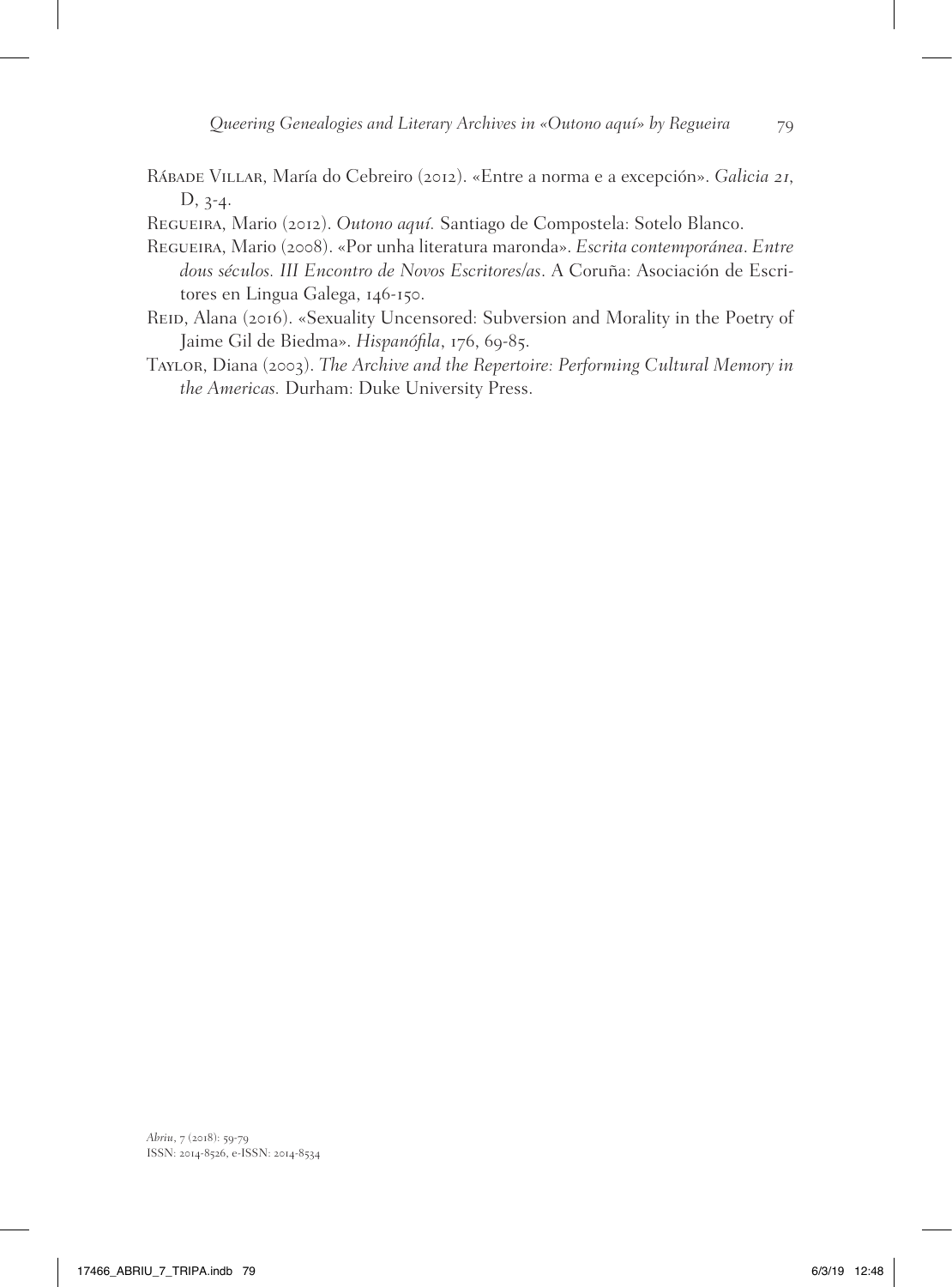Rábade Villar, María do Cebreiro (2012). «Entre a norma e a excepción». *Galicia 21*, D, 3-4.

Regueira, Mario (2012). *Outono aquí.* Santiago de Compostela: Sotelo Blanco.

Regueira, Mario (2008). «Por unha literatura maronda». *Escrita contemporánea. Entre dous séculos. III Encontro de Novos Escritores/as*. A Coruña: Asociación de Escritores en Lingua Galega, 146-150.

Reid, Alana (2016). «Sexuality Uncensored: Subversion and Morality in the Poetry of Jaime Gil de Biedma». *Hispanófila*, 176, 69-85.

Taylor, Diana (2003). *The Archive and the Repertoire: Performing Cultural Memory in the Americas.* Durham: Duke University Press.